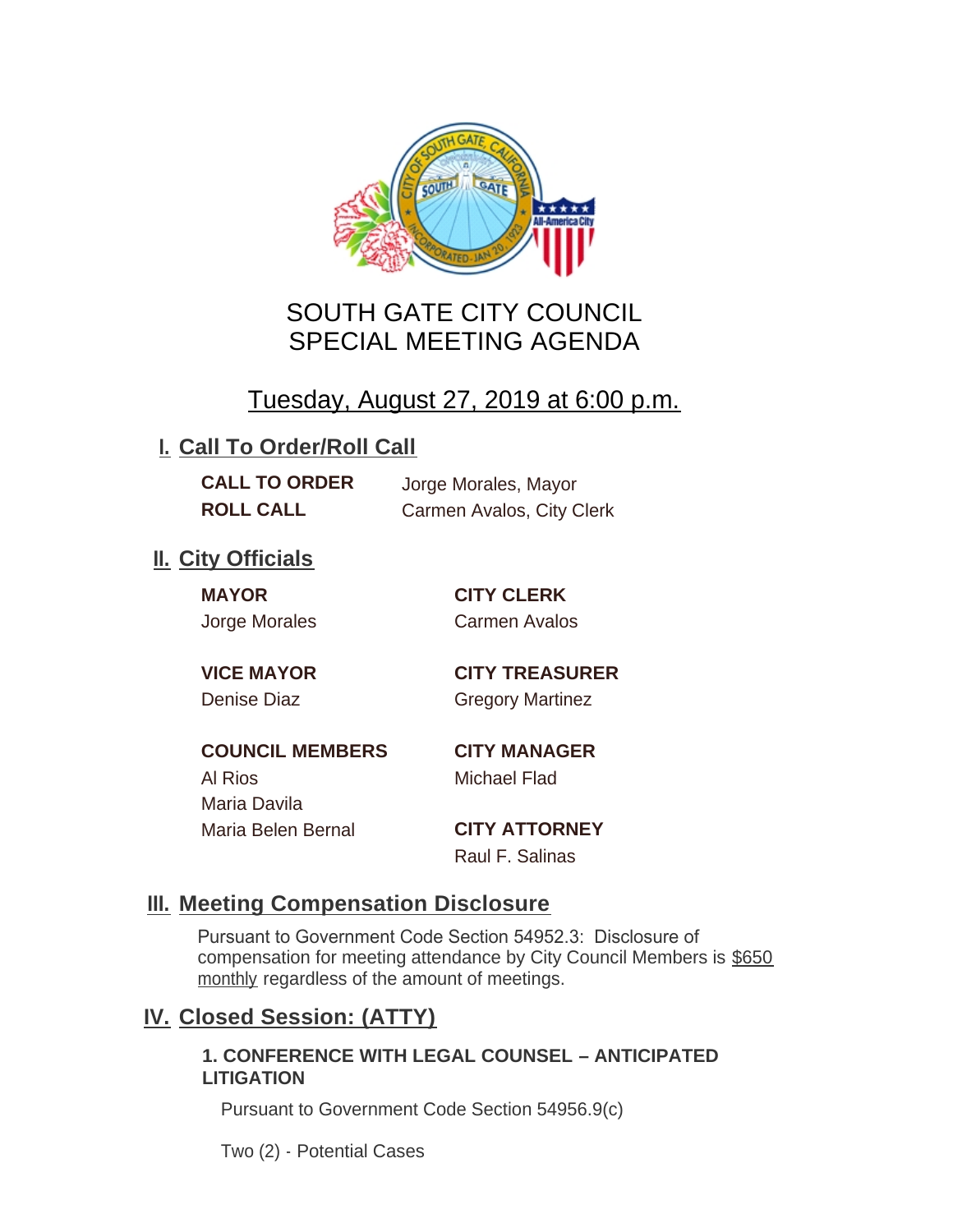# SOUTH GATE CITY COUNCIL
# SPECIAL MEETING AGENDA

Tuesday, August 27, 2019 at 6:00 p.m.

## I. Call To Order/Roll Call

**CALL TO ORDER** Jorge Morales, Mayor

**ROLL CALL** Carmen Avalos, City Clerk

## II. City Officials

**MAYOR**
Jorge Morales

**VICE MAYOR**
Denise Diaz

**COUNCIL MEMBERS**
Al Rios
Maria Davila
Maria Belen Bernal

**CITY CLERK**
Carmen Avalos

**CITY TREASURER**
Gregory Martinez

**CITY MANAGER**
Michael Flad

**CITY ATTORNEY**
Raul F. Salinas

## III. Meeting Compensation Disclosure

Pursuant to Government Code Section 54952.3: Disclosure of compensation for meeting attendance by City Council Members is $650 monthly regardless of the amount of meetings.

## IV. Closed Session: (ATTY)

**1. CONFERENCE WITH LEGAL COUNSEL – ANTICIPATED LITIGATION**

Pursuant to Government Code Section 54956.9(c)

Two (2) - Potential Cases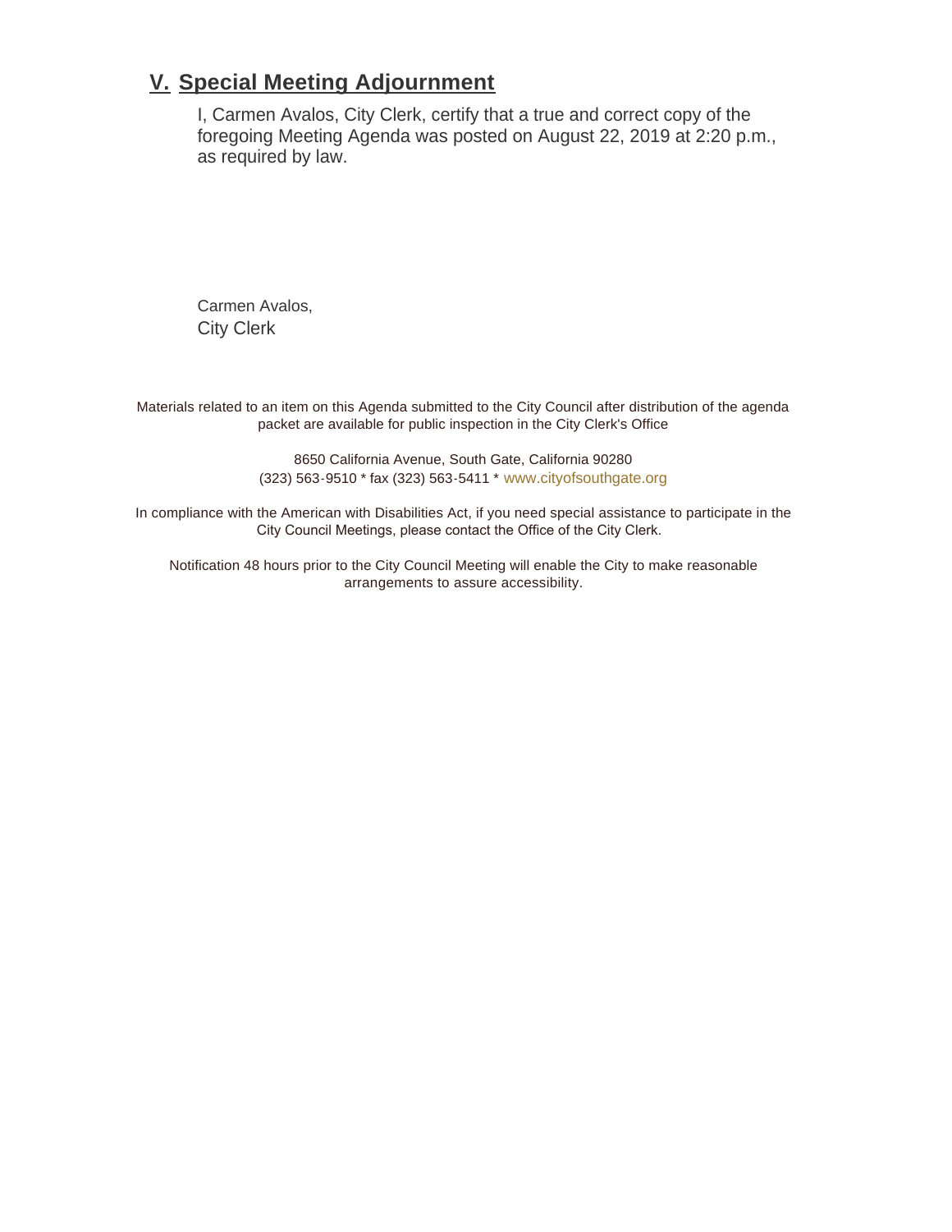## V. Special Meeting Adjournment

I, Carmen Avalos, City Clerk, certify that a true and correct copy of the foregoing Meeting Agenda was posted on August 22, 2019 at 2:20 p.m., as required by law.

Carmen Avalos,
City Clerk

Materials related to an item on this Agenda submitted to the City Council after distribution of the agenda packet are available for public inspection in the City Clerk's Office

8650 California Avenue, South Gate, California 90280
(323) 563-9510 * fax (323) 563-5411 * www.cityofsouthgate.org

In compliance with the American with Disabilities Act, if you need special assistance to participate in the City Council Meetings, please contact the Office of the City Clerk.

Notification 48 hours prior to the City Council Meeting will enable the City to make reasonable arrangements to assure accessibility.